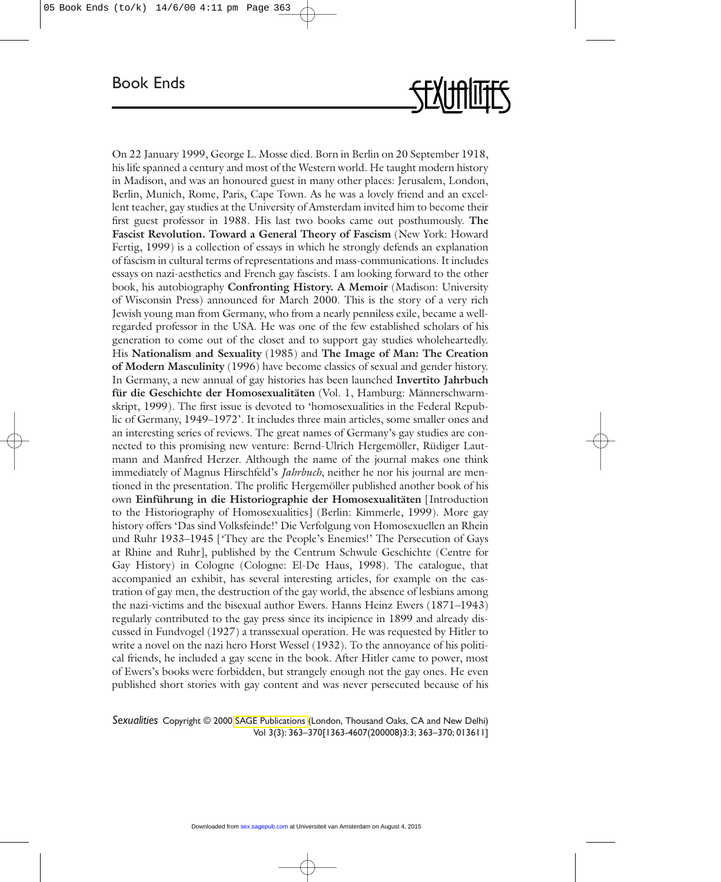# Book Ends

On 22 January 1999, George L. Mosse died. Born in Berlin on 20 September 1918, his life spanned a century and most of the Western world. He taught modern history in Madison, and was an honoured guest in many other places: Jerusalem, London, Berlin, Munich, Rome, Paris, Cape Town. As he was a lovely friend and an excellent teacher, gay studies at the University of Amsterdam invited him to become their first guest professor in 1988. His last two books came out posthumously. **The Fascist Revolution. Toward a General Theory of Fascism** (New York: Howard Fertig, 1999) is a collection of essays in which he strongly defends an explanation of fascism in cultural terms of representations and mass-communications. It includes essays on nazi-aesthetics and French gay fascists. I am looking forward to the other book, his autobiography **Confronting History. A Memoir** (Madison: University of Wisconsin Press) announced for March 2000. This is the story of a very rich Jewish young man from Germany, who from a nearly penniless exile, became a well-regarded professor in the USA. He was one of the few established scholars of his generation to come out of the closet and to support gay studies wholeheartedly. His **Nationalism and Sexuality** (1985) and **The Image of Man: The Creation of Modern Masculinity** (1996) have become classics of sexual and gender history. In Germany, a new annual of gay histories has been launched **Invertito Jahrbuch für die Geschichte der Homosexualitäten** (Vol. 1, Hamburg: Männerschwarmskript, 1999). The first issue is devoted to 'homosexualities in the Federal Republic of Germany, 1949–1972'. It includes three main articles, some smaller ones and an interesting series of reviews. The great names of Germany's gay studies are connected to this promising new venture: Bernd-Ulrich Hergemöller, Rüdiger Lautmann and Manfred Herzer. Although the name of the journal makes one think immediately of Magnus Hirschfeld's *Jahrbuch*, neither he nor his journal are mentioned in the presentation. The prolific Hergemöller published another book of his own **Einführung in die Historiographie der Homosexualitäten** [Introduction to the Historiography of Homosexualities] (Berlin: Kimmerle, 1999). More gay history offers 'Das sind Volksfeinde!' Die Verfolgung von Homosexuellen an Rhein und Ruhr 1933–1945 ['They are the People's Enemies!' The Persecution of Gays at Rhine and Ruhr], published by the Centrum Schwule Geschichte (Centre for Gay History) in Cologne (Cologne: El-De Haus, 1998). The catalogue, that accompanied an exhibit, has several interesting articles, for example on the castration of gay men, the destruction of the gay world, the absence of lesbians among the nazi-victims and the bisexual author Ewers. Hanns Heinz Ewers (1871–1943) regularly contributed to the gay press since its incipience in 1899 and already discussed in Fundvogel (1927) a transsexual operation. He was requested by Hitler to write a novel on the nazi hero Horst Wessel (1932). To the annoyance of his political friends, he included a gay scene in the book. After Hitler came to power, most of Ewers's books were forbidden, but strangely enough not the gay ones. He even published short stories with gay content and was never persecuted because of his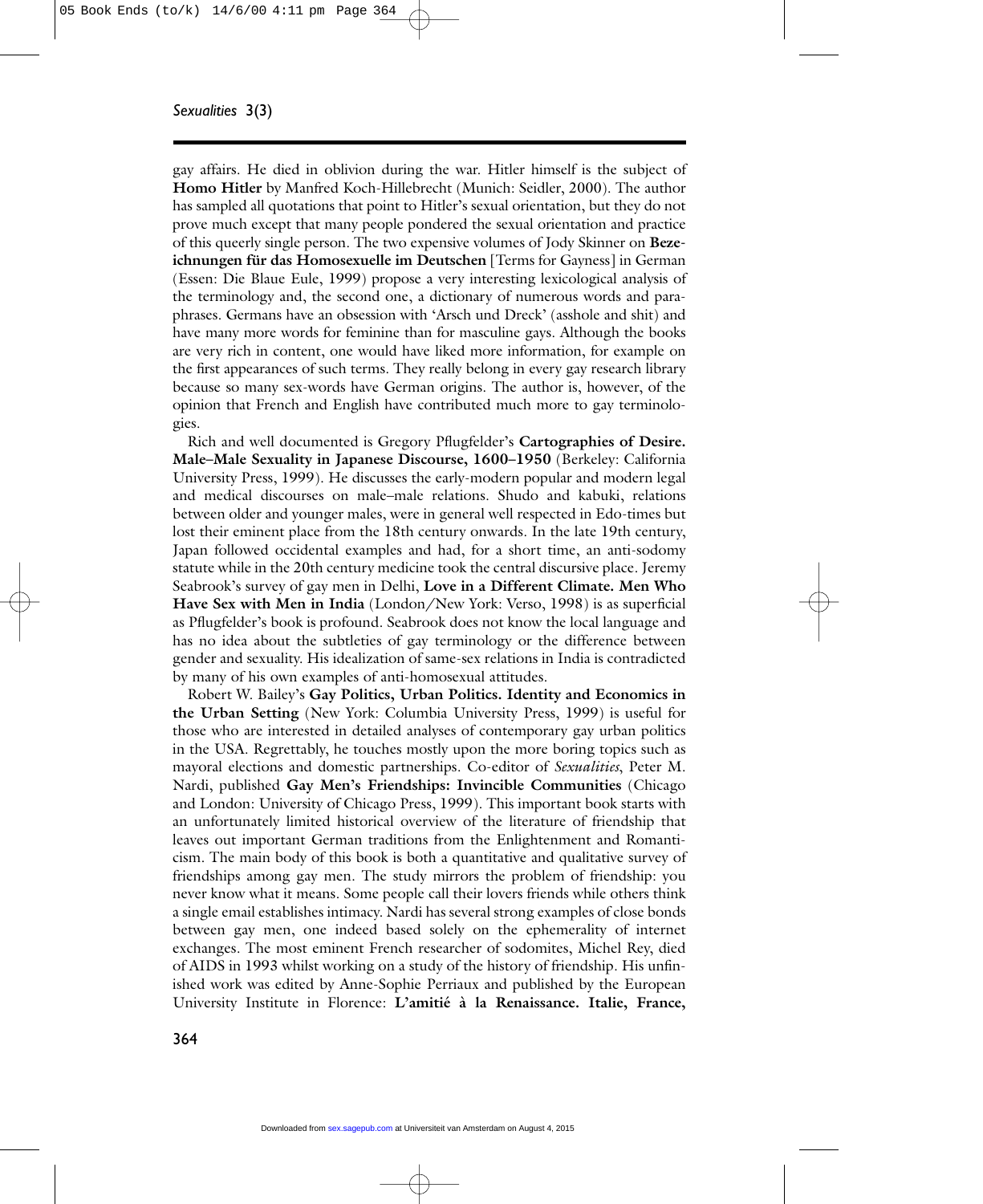gay affairs. He died in oblivion during the war. Hitler himself is the subject of **Homo Hitler** by Manfred Koch-Hillebrecht (Munich: Seidler, 2000). The author has sampled all quotations that point to Hitler's sexual orientation, but they do not prove much except that many people pondered the sexual orientation and practice of this queerly single person. The two expensive volumes of Jody Skinner on **Bezeichnungen für das Homosexuelle im Deutschen** [Terms for Gayness] in German (Essen: Die Blaue Eule, 1999) propose a very interesting lexicological analysis of the terminology and, the second one, a dictionary of numerous words and paraphrases. Germans have an obsession with 'Arsch und Dreck' (asshole and shit) and have many more words for feminine than for masculine gays. Although the books are very rich in content, one would have liked more information, for example on the first appearances of such terms. They really belong in every gay research library because so many sex-words have German origins. The author is, however, of the opinion that French and English have contributed much more to gay terminologies.

Rich and well documented is Gregory Pflugfelder's **Cartographies of Desire. Male–Male Sexuality in Japanese Discourse, 1600–1950** (Berkeley: California University Press, 1999). He discusses the early-modern popular and modern legal and medical discourses on male–male relations. Shudo and kabuki, relations between older and younger males, were in general well respected in Edo-times but lost their eminent place from the 18th century onwards. In the late 19th century, Japan followed occidental examples and had, for a short time, an anti-sodomy statute while in the 20th century medicine took the central discursive place. Jeremy Seabrook's survey of gay men in Delhi, **Love in a Different Climate. Men Who Have Sex with Men in India** (London/New York: Verso, 1998) is as superficial as Pflugfelder's book is profound. Seabrook does not know the local language and has no idea about the subtleties of gay terminology or the difference between gender and sexuality. His idealization of same-sex relations in India is contradicted by many of his own examples of anti-homosexual attitudes.

Robert W. Bailey's **Gay Politics, Urban Politics. Identity and Economics in the Urban Setting** (New York: Columbia University Press, 1999) is useful for those who are interested in detailed analyses of contemporary gay urban politics in the USA. Regrettably, he touches mostly upon the more boring topics such as mayoral elections and domestic partnerships. Co-editor of *Sexualities*, Peter M. Nardi, published **Gay Men's Friendships: Invincible Communities** (Chicago and London: University of Chicago Press, 1999). This important book starts with an unfortunately limited historical overview of the literature of friendship that leaves out important German traditions from the Enlightenment and Romanticism. The main body of this book is both a quantitative and qualitative survey of friendships among gay men. The study mirrors the problem of friendship: you never know what it means. Some people call their lovers friends while others think a single email establishes intimacy. Nardi has several strong examples of close bonds between gay men, one indeed based solely on the ephemerality of internet exchanges. The most eminent French researcher of sodomites, Michel Rey, died of AIDS in 1993 whilst working on a study of the history of friendship. His unfinished work was edited by Anne-Sophie Perriaux and published by the European University Institute in Florence: **L'amitié à la Renaissance. Italie, France,**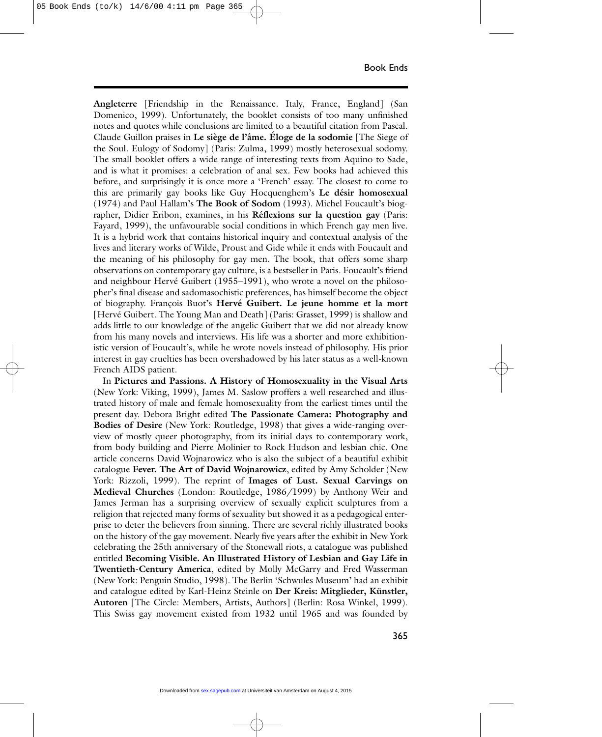**Angleterre** [Friendship in the Renaissance. Italy, France, England] (San Domenico, 1999). Unfortunately, the booklet consists of too many unfinished notes and quotes while conclusions are limited to a beautiful citation from Pascal. Claude Guillon praises in **Le siège de l'âme. Éloge de la sodomie** [The Siege of the Soul. Eulogy of Sodomy] (Paris: Zulma, 1999) mostly heterosexual sodomy. The small booklet offers a wide range of interesting texts from Aquino to Sade, and is what it promises: a celebration of anal sex. Few books had achieved this before, and surprisingly it is once more a 'French' essay. The closest to come to this are primarily gay books like Guy Hocquenghem's **Le désir homosexual** (1974) and Paul Hallam's **The Book of Sodom** (1993). Michel Foucault's biographer, Didier Eribon, examines, in his **Réflexions sur la question gay** (Paris: Fayard, 1999), the unfavourable social conditions in which French gay men live. It is a hybrid work that contains historical inquiry and contextual analysis of the lives and literary works of Wilde, Proust and Gide while it ends with Foucault and the meaning of his philosophy for gay men. The book, that offers some sharp observations on contemporary gay culture, is a bestseller in Paris. Foucault's friend and neighbour Hervé Guibert (1955–1991), who wrote a novel on the philosopher's final disease and sadomasochistic preferences, has himself become the object of biography. François Buot's **Hervé Guibert. Le jeune homme et la mort** [Hervé Guibert. The Young Man and Death] (Paris: Grasset, 1999) is shallow and adds little to our knowledge of the angelic Guibert that we did not already know from his many novels and interviews. His life was a shorter and more exhibitionistic version of Foucault's, while he wrote novels instead of philosophy. His prior interest in gay cruelties has been overshadowed by his later status as a well-known French AIDS patient.

In **Pictures and Passions. A History of Homosexuality in the Visual Arts** (New York: Viking, 1999), James M. Saslow proffers a well researched and illustrated history of male and female homosexuality from the earliest times until the present day. Debora Bright edited **The Passionate Camera: Photography and Bodies of Desire** (New York: Routledge, 1998) that gives a wide-ranging overview of mostly queer photography, from its initial days to contemporary work, from body building and Pierre Molinier to Rock Hudson and lesbian chic. One article concerns David Wojnarowicz who is also the subject of a beautiful exhibit catalogue **Fever. The Art of David Wojnarowicz**, edited by Amy Scholder (New York: Rizzoli, 1999). The reprint of **Images of Lust. Sexual Carvings on Medieval Churches** (London: Routledge, 1986/1999) by Anthony Weir and James Jerman has a surprising overview of sexually explicit sculptures from a religion that rejected many forms of sexuality but showed it as a pedagogical enterprise to deter the believers from sinning. There are several richly illustrated books on the history of the gay movement. Nearly five years after the exhibit in New York celebrating the 25th anniversary of the Stonewall riots, a catalogue was published entitled **Becoming Visible. An Illustrated History of Lesbian and Gay Life in Twentieth-Century America**, edited by Molly McGarry and Fred Wasserman (New York: Penguin Studio, 1998). The Berlin 'Schwules Museum' had an exhibit and catalogue edited by Karl-Heinz Steinle on **Der Kreis: Mitglieder, Künstler, Autoren** [The Circle: Members, Artists, Authors] (Berlin: Rosa Winkel, 1999). This Swiss gay movement existed from 1932 until 1965 and was founded by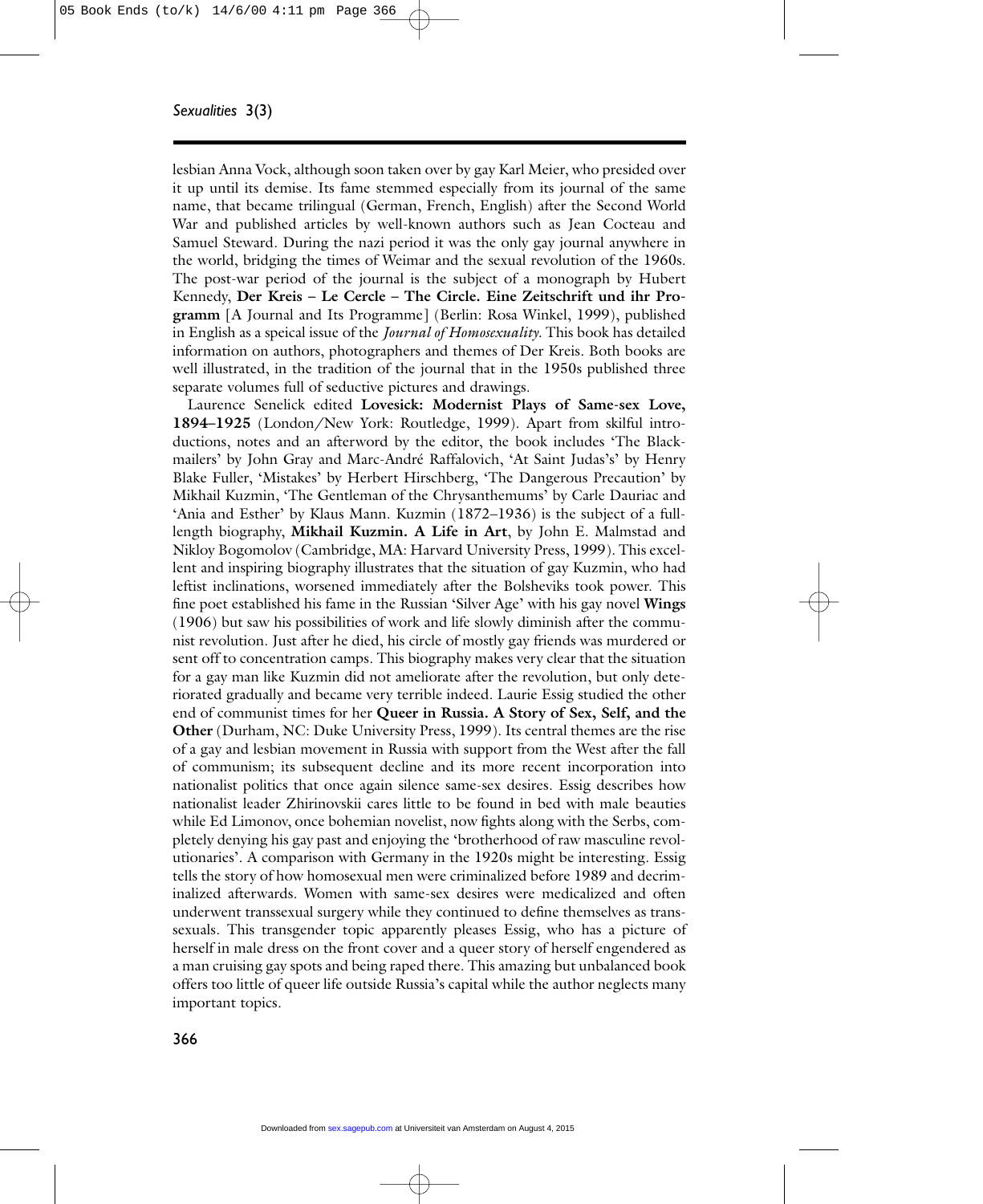lesbian Anna Vock, although soon taken over by gay Karl Meier, who presided over it up until its demise. Its fame stemmed especially from its journal of the same name, that became trilingual (German, French, English) after the Second World War and published articles by well-known authors such as Jean Cocteau and Samuel Steward. During the nazi period it was the only gay journal anywhere in the world, bridging the times of Weimar and the sexual revolution of the 1960s. The post-war period of the journal is the subject of a monograph by Hubert Kennedy, **Der Kreis – Le Cercle – The Circle. Eine Zeitschrift und ihr Programm** [A Journal and Its Programme] (Berlin: Rosa Winkel, 1999), published in English as a speical issue of the *Journal of Homosexuality*. This book has detailed information on authors, photographers and themes of Der Kreis. Both books are well illustrated, in the tradition of the journal that in the 1950s published three separate volumes full of seductive pictures and drawings.

Laurence Senelick edited **Lovesick: Modernist Plays of Same-sex Love, 1894–1925** (London/New York: Routledge, 1999). Apart from skilful introductions, notes and an afterword by the editor, the book includes 'The Blackmailers' by John Gray and Marc-André Raffalovich, 'At Saint Judas's' by Henry Blake Fuller, 'Mistakes' by Herbert Hirschberg, 'The Dangerous Precaution' by Mikhail Kuzmin, 'The Gentleman of the Chrysanthemums' by Carle Dauriac and 'Ania and Esther' by Klaus Mann. Kuzmin (1872–1936) is the subject of a full-length biography, **Mikhail Kuzmin. A Life in Art**, by John E. Malmstad and Nikloy Bogomolov (Cambridge, MA: Harvard University Press, 1999). This excellent and inspiring biography illustrates that the situation of gay Kuzmin, who had leftist inclinations, worsened immediately after the Bolsheviks took power. This fine poet established his fame in the Russian 'Silver Age' with his gay novel **Wings** (1906) but saw his possibilities of work and life slowly diminish after the communist revolution. Just after he died, his circle of mostly gay friends was murdered or sent off to concentration camps. This biography makes very clear that the situation for a gay man like Kuzmin did not ameliorate after the revolution, but only deteriorated gradually and became very terrible indeed. Laurie Essig studied the other end of communist times for her **Queer in Russia. A Story of Sex, Self, and the Other** (Durham, NC: Duke University Press, 1999). Its central themes are the rise of a gay and lesbian movement in Russia with support from the West after the fall of communism; its subsequent decline and its more recent incorporation into nationalist politics that once again silence same-sex desires. Essig describes how nationalist leader Zhirinovskii cares little to be found in bed with male beauties while Ed Limonov, once bohemian novelist, now fights along with the Serbs, completely denying his gay past and enjoying the 'brotherhood of raw masculine revolutionaries'. A comparison with Germany in the 1920s might be interesting. Essig tells the story of how homosexual men were criminalized before 1989 and decriminalized afterwards. Women with same-sex desires were medicalized and often underwent transsexual surgery while they continued to define themselves as transsexuals. This transgender topic apparently pleases Essig, who has a picture of herself in male dress on the front cover and a queer story of herself engendered as a man cruising gay spots and being raped there. This amazing but unbalanced book offers too little of queer life outside Russia's capital while the author neglects many important topics.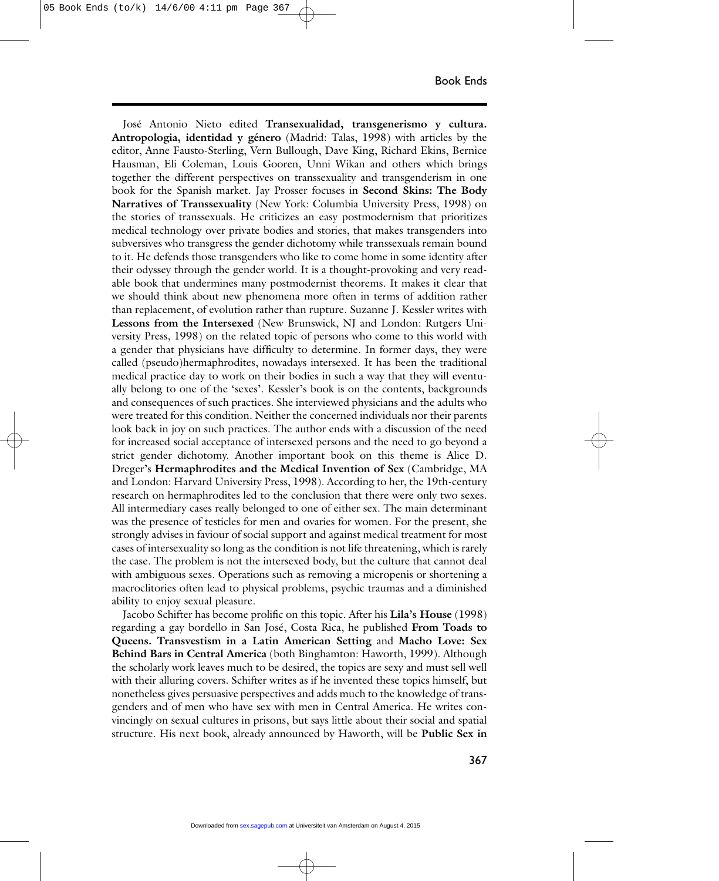José Antonio Nieto edited **Transexualidad, transgenerismo y cultura. Antropologia, identidad y género** (Madrid: Talas, 1998) with articles by the editor, Anne Fausto-Sterling, Vern Bullough, Dave King, Richard Ekins, Bernice Hausman, Eli Coleman, Louis Gooren, Unni Wikan and others which brings together the different perspectives on transsexuality and transgenderism in one book for the Spanish market. Jay Prosser focuses in **Second Skins: The Body Narratives of Transsexuality** (New York: Columbia University Press, 1998) on the stories of transsexuals. He criticizes an easy postmodernism that prioritizes medical technology over private bodies and stories, that makes transgenders into subversives who transgress the gender dichotomy while transsexuals remain bound to it. He defends those transgenders who like to come home in some identity after their odyssey through the gender world. It is a thought-provoking and very readable book that undermines many postmodernist theorems. It makes it clear that we should think about new phenomena more often in terms of addition rather than replacement, of evolution rather than rupture. Suzanne J. Kessler writes with **Lessons from the Intersexed** (New Brunswick, NJ and London: Rutgers University Press, 1998) on the related topic of persons who come to this world with a gender that physicians have difficulty to determine. In former days, they were called (pseudo)hermaphrodites, nowadays intersexed. It has been the traditional medical practice day to work on their bodies in such a way that they will eventually belong to one of the 'sexes'. Kessler's book is on the contents, backgrounds and consequences of such practices. She interviewed physicians and the adults who were treated for this condition. Neither the concerned individuals nor their parents look back in joy on such practices. The author ends with a discussion of the need for increased social acceptance of intersexed persons and the need to go beyond a strict gender dichotomy. Another important book on this theme is Alice D. Dreger's **Hermaphrodites and the Medical Invention of Sex** (Cambridge, MA and London: Harvard University Press, 1998). According to her, the 19th-century research on hermaphrodites led to the conclusion that there were only two sexes. All intermediary cases really belonged to one of either sex. The main determinant was the presence of testicles for men and ovaries for women. For the present, she strongly advises in faviour of social support and against medical treatment for most cases of intersexuality so long as the condition is not life threatening, which is rarely the case. The problem is not the intersexed body, but the culture that cannot deal with ambiguous sexes. Operations such as removing a micropenis or shortening a macroclitories often lead to physical problems, psychic traumas and a diminished ability to enjoy sexual pleasure.

Jacobo Schifter has become prolific on this topic. After his **Lila's House** (1998) regarding a gay bordello in San José, Costa Rica, he published **From Toads to Queens. Transvestism in a Latin American Setting** and **Macho Love: Sex Behind Bars in Central America** (both Binghamton: Haworth, 1999). Although the scholarly work leaves much to be desired, the topics are sexy and must sell well with their alluring covers. Schifter writes as if he invented these topics himself, but nonetheless gives persuasive perspectives and adds much to the knowledge of transgenders and of men who have sex with men in Central America. He writes convincingly on sexual cultures in prisons, but says little about their social and spatial structure. His next book, already announced by Haworth, will be **Public Sex in**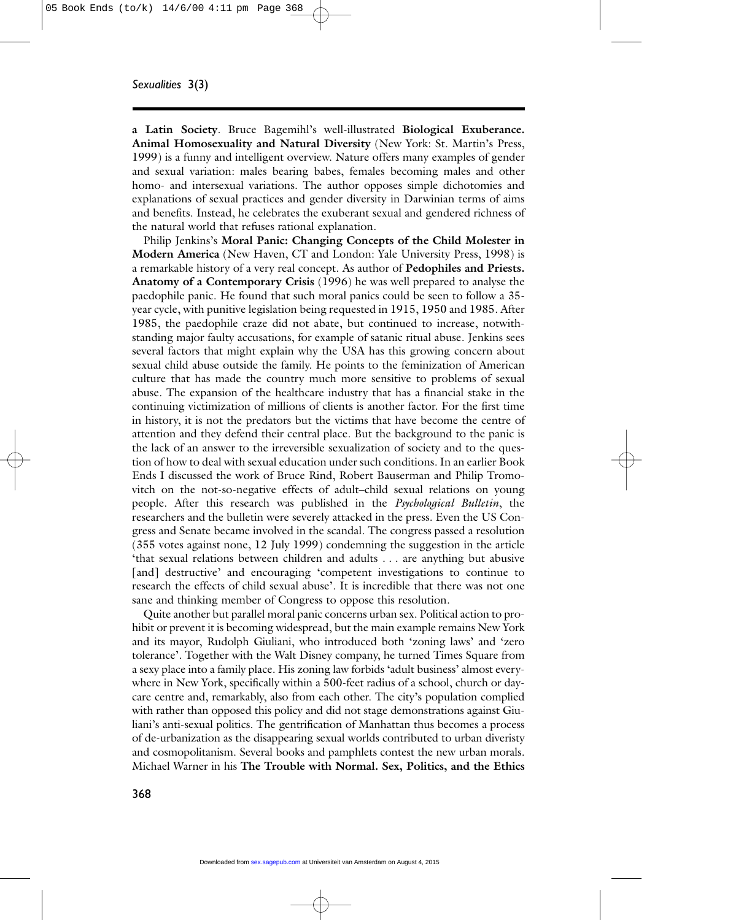**a Latin Society**. Bruce Bagemihl's well-illustrated **Biological Exuberance. Animal Homosexuality and Natural Diversity** (New York: St. Martin's Press, 1999) is a funny and intelligent overview. Nature offers many examples of gender and sexual variation: males bearing babes, females becoming males and other homo- and intersexual variations. The author opposes simple dichotomies and explanations of sexual practices and gender diversity in Darwinian terms of aims and benefits. Instead, he celebrates the exuberant sexual and gendered richness of the natural world that refuses rational explanation.

Philip Jenkins's **Moral Panic: Changing Concepts of the Child Molester in Modern America** (New Haven, CT and London: Yale University Press, 1998) is a remarkable history of a very real concept. As author of **Pedophiles and Priests. Anatomy of a Contemporary Crisis** (1996) he was well prepared to analyse the paedophile panic. He found that such moral panics could be seen to follow a 35-year cycle, with punitive legislation being requested in 1915, 1950 and 1985. After 1985, the paedophile craze did not abate, but continued to increase, notwithstanding major faulty accusations, for example of satanic ritual abuse. Jenkins sees several factors that might explain why the USA has this growing concern about sexual child abuse outside the family. He points to the feminization of American culture that has made the country much more sensitive to problems of sexual abuse. The expansion of the healthcare industry that has a financial stake in the continuing victimization of millions of clients is another factor. For the first time in history, it is not the predators but the victims that have become the centre of attention and they defend their central place. But the background to the panic is the lack of an answer to the irreversible sexualization of society and to the question of how to deal with sexual education under such conditions. In an earlier Book Ends I discussed the work of Bruce Rind, Robert Bauserman and Philip Tromovitch on the not-so-negative effects of adult–child sexual relations on young people. After this research was published in the *Psychological Bulletin*, the researchers and the bulletin were severely attacked in the press. Even the US Congress and Senate became involved in the scandal. The congress passed a resolution (355 votes against none, 12 July 1999) condemning the suggestion in the article 'that sexual relations between children and adults . . . are anything but abusive [and] destructive' and encouraging 'competent investigations to continue to research the effects of child sexual abuse'. It is incredible that there was not one sane and thinking member of Congress to oppose this resolution.

Quite another but parallel moral panic concerns urban sex. Political action to prohibit or prevent it is becoming widespread, but the main example remains New York and its mayor, Rudolph Giuliani, who introduced both 'zoning laws' and 'zero tolerance'. Together with the Walt Disney company, he turned Times Square from a sexy place into a family place. His zoning law forbids 'adult business' almost everywhere in New York, specifically within a 500-feet radius of a school, church or day-care centre and, remarkably, also from each other. The city's population complied with rather than opposed this policy and did not stage demonstrations against Giuliani's anti-sexual politics. The gentrification of Manhattan thus becomes a process of de-urbanization as the disappearing sexual worlds contributed to urban diveristy and cosmopolitanism. Several books and pamphlets contest the new urban morals. Michael Warner in his **The Trouble with Normal. Sex, Politics, and the Ethics**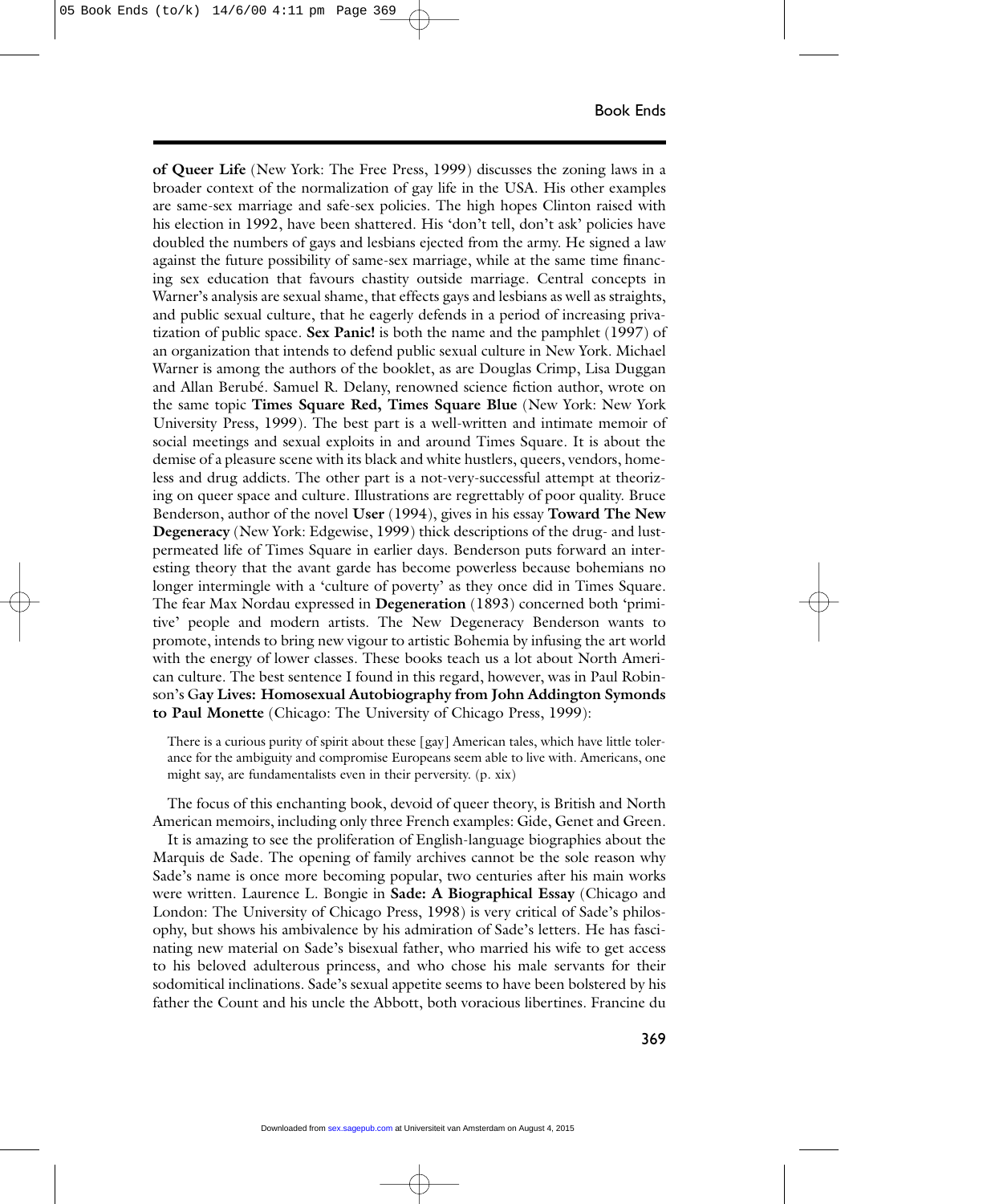**of Queer Life** (New York: The Free Press, 1999) discusses the zoning laws in a broader context of the normalization of gay life in the USA. His other examples are same-sex marriage and safe-sex policies. The high hopes Clinton raised with his election in 1992, have been shattered. His 'don't tell, don't ask' policies have doubled the numbers of gays and lesbians ejected from the army. He signed a law against the future possibility of same-sex marriage, while at the same time financing sex education that favours chastity outside marriage. Central concepts in Warner's analysis are sexual shame, that effects gays and lesbians as well as straights, and public sexual culture, that he eagerly defends in a period of increasing privatization of public space. **Sex Panic!** is both the name and the pamphlet (1997) of an organization that intends to defend public sexual culture in New York. Michael Warner is among the authors of the booklet, as are Douglas Crimp, Lisa Duggan and Allan Berubé. Samuel R. Delany, renowned science fiction author, wrote on the same topic **Times Square Red, Times Square Blue** (New York: New York University Press, 1999). The best part is a well-written and intimate memoir of social meetings and sexual exploits in and around Times Square. It is about the demise of a pleasure scene with its black and white hustlers, queers, vendors, homeless and drug addicts. The other part is a not-very-successful attempt at theorizing on queer space and culture. Illustrations are regrettably of poor quality. Bruce Benderson, author of the novel **User** (1994), gives in his essay **Toward The New Degeneracy** (New York: Edgewise, 1999) thick descriptions of the drug- and lust-permeated life of Times Square in earlier days. Benderson puts forward an interesting theory that the avant garde has become powerless because bohemians no longer intermingle with a 'culture of poverty' as they once did in Times Square. The fear Max Nordau expressed in **Degeneration** (1893) concerned both 'primitive' people and modern artists. The New Degeneracy Benderson wants to promote, intends to bring new vigour to artistic Bohemia by infusing the art world with the energy of lower classes. These books teach us a lot about North American culture. The best sentence I found in this regard, however, was in Paul Robinson's **Gay Lives: Homosexual Autobiography from John Addington Symonds to Paul Monette** (Chicago: The University of Chicago Press, 1999):

> There is a curious purity of spirit about these [gay] American tales, which have little tolerance for the ambiguity and compromise Europeans seem able to live with. Americans, one might say, are fundamentalists even in their perversity. (p. xix)

The focus of this enchanting book, devoid of queer theory, is British and North American memoirs, including only three French examples: Gide, Genet and Green.

It is amazing to see the proliferation of English-language biographies about the Marquis de Sade. The opening of family archives cannot be the sole reason why Sade's name is once more becoming popular, two centuries after his main works were written. Laurence L. Bongie in **Sade: A Biographical Essay** (Chicago and London: The University of Chicago Press, 1998) is very critical of Sade's philosophy, but shows his ambivalence by his admiration of Sade's letters. He has fascinating new material on Sade's bisexual father, who married his wife to get access to his beloved adulterous princess, and who chose his male servants for their sodomitical inclinations. Sade's sexual appetite seems to have been bolstered by his father the Count and his uncle the Abbott, both voracious libertines. Francine du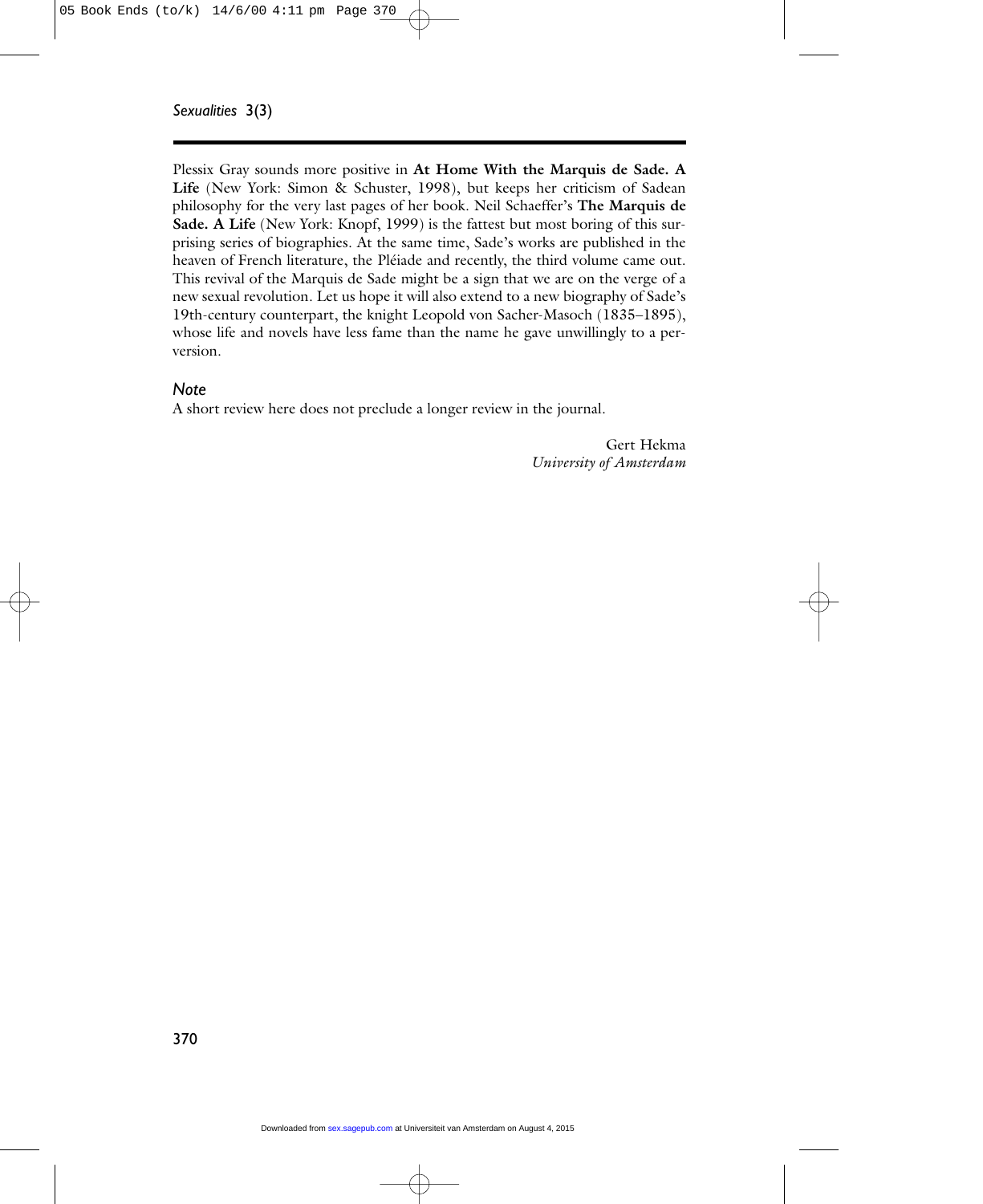Plessix Gray sounds more positive in **At Home With the Marquis de Sade. A Life** (New York: Simon & Schuster, 1998), but keeps her criticism of Sadean philosophy for the very last pages of her book. Neil Schaeffer's **The Marquis de Sade. A Life** (New York: Knopf, 1999) is the fattest but most boring of this surprising series of biographies. At the same time, Sade's works are published in the heaven of French literature, the Pléiade and recently, the third volume came out. This revival of the Marquis de Sade might be a sign that we are on the verge of a new sexual revolution. Let us hope it will also extend to a new biography of Sade's 19th-century counterpart, the knight Leopold von Sacher-Masoch (1835–1895), whose life and novels have less fame than the name he gave unwillingly to a perversion.

### *Note*

A short review here does not preclude a longer review in the journal.

Gert Hekma
*University of Amsterdam*